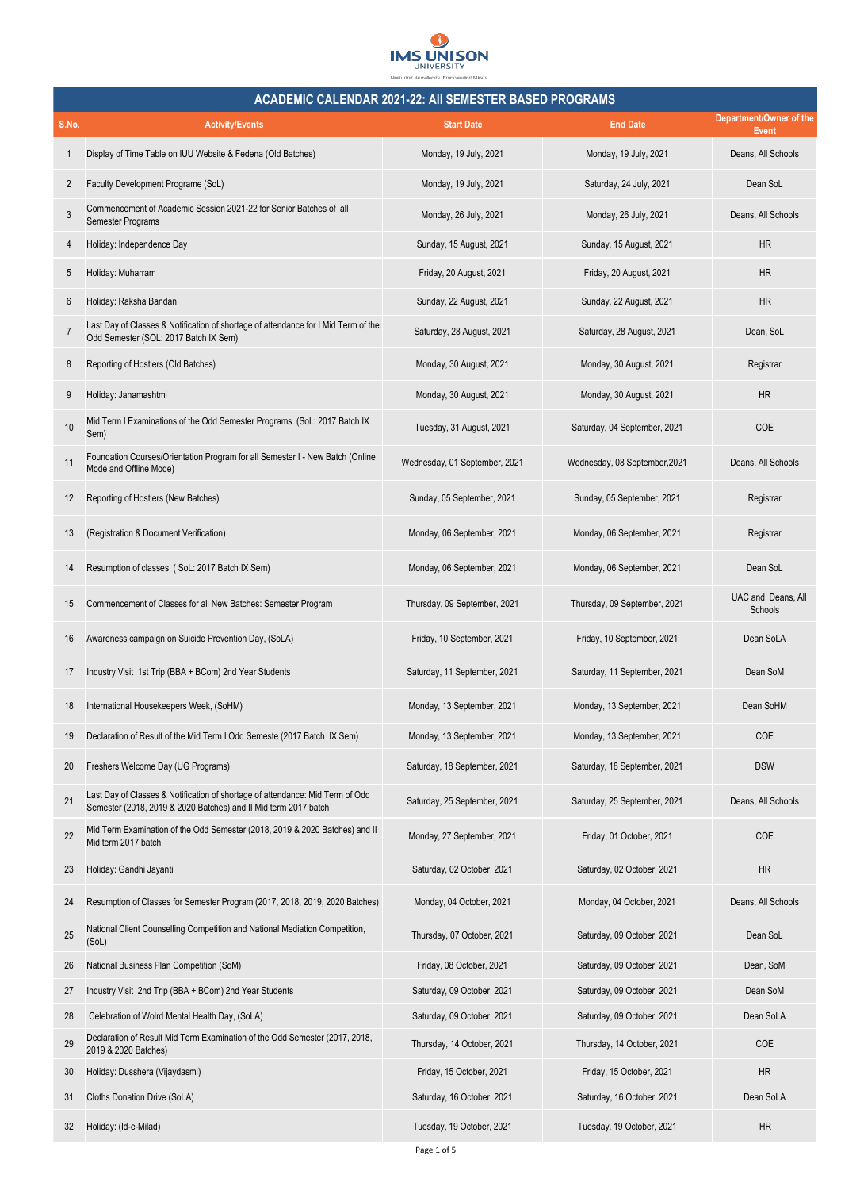IMS UNISON UNIVERSITY

Nurturing Knowledge, Empowering Minds

# ACADEMIC CALENDAR 2021-22: All SEMESTER BASED PROGRAMS

| S.No. | Activity/Events | Start Date | End Date | Department/Owner of the Event |
|---|---|---|---|---|
| 1 | Display of Time Table on IUU Website & Fedena (Old Batches) | Monday, 19 July, 2021 | Monday, 19 July, 2021 | Deans, All Schools |
| 2 | Faculty Development Programe (SoL) | Monday, 19 July, 2021 | Saturday, 24 July, 2021 | Dean SoL |
| 3 | Commencement of Academic Session 2021-22 for Senior Batches of all Semester Programs | Monday, 26 July, 2021 | Monday, 26 July, 2021 | Deans, All Schools |
| 4 | Holiday: Independence Day | Sunday, 15 August, 2021 | Sunday, 15 August, 2021 | HR |
| 5 | Holiday: Muharram | Friday, 20 August, 2021 | Friday, 20 August, 2021 | HR |
| 6 | Holiday: Raksha Bandan | Sunday, 22 August, 2021 | Sunday, 22 August, 2021 | HR |
| 7 | Last Day of Classes & Notification of shortage of attendance for I Mid Term of the Odd Semester (SOL: 2017 Batch IX Sem) | Saturday, 28 August, 2021 | Saturday, 28 August, 2021 | Dean, SoL |
| 8 | Reporting of Hostlers (Old Batches) | Monday, 30 August, 2021 | Monday, 30 August, 2021 | Registrar |
| 9 | Holiday: Janamashtmi | Monday, 30 August, 2021 | Monday, 30 August, 2021 | HR |
| 10 | Mid Term I Examinations of the Odd Semester Programs (SoL: 2017 Batch IX Sem) | Tuesday, 31 August, 2021 | Saturday, 04 September, 2021 | COE |
| 11 | Foundation Courses/Orientation Program for all Semester I - New Batch (Online Mode and Offline Mode) | Wednesday, 01 September, 2021 | Wednesday, 08 September,2021 | Deans, All Schools |
| 12 | Reporting of Hostlers (New Batches) | Sunday, 05 September, 2021 | Sunday, 05 September, 2021 | Registrar |
| 13 | (Registration & Document Verification) | Monday, 06 September, 2021 | Monday, 06 September, 2021 | Registrar |
| 14 | Resumption of classes ( SoL: 2017 Batch IX Sem) | Monday, 06 September, 2021 | Monday, 06 September, 2021 | Dean SoL |
| 15 | Commencement of Classes for all New Batches: Semester Program | Thursday, 09 September, 2021 | Thursday, 09 September, 2021 | UAC and Deans, All Schools |
| 16 | Awareness campaign on Suicide Prevention Day, (SoLA) | Friday, 10 September, 2021 | Friday, 10 September, 2021 | Dean SoLA |
| 17 | Industry Visit 1st Trip (BBA + BCom) 2nd Year Students | Saturday, 11 September, 2021 | Saturday, 11 September, 2021 | Dean SoM |
| 18 | International Housekeepers Week, (SoHM) | Monday, 13 September, 2021 | Monday, 13 September, 2021 | Dean SoHM |
| 19 | Declaration of Result of the Mid Term I Odd Semeste (2017 Batch IX Sem) | Monday, 13 September, 2021 | Monday, 13 September, 2021 | COE |
| 20 | Freshers Welcome Day (UG Programs) | Saturday, 18 September, 2021 | Saturday, 18 September, 2021 | DSW |
| 21 | Last Day of Classes & Notification of shortage of attendance: Mid Term of Odd Semester (2018, 2019 & 2020 Batches) and II Mid term 2017 batch | Saturday, 25 September, 2021 | Saturday, 25 September, 2021 | Deans, All Schools |
| 22 | Mid Term Examination of the Odd Semester (2018, 2019 & 2020 Batches) and II Mid term 2017 batch | Monday, 27 September, 2021 | Friday, 01 October, 2021 | COE |
| 23 | Holiday: Gandhi Jayanti | Saturday, 02 October, 2021 | Saturday, 02 October, 2021 | HR |
| 24 | Resumption of Classes for Semester Program (2017, 2018, 2019, 2020 Batches) | Monday, 04 October, 2021 | Monday, 04 October, 2021 | Deans, All Schools |
| 25 | National Client Counselling Competition and National Mediation Competition, (SoL) | Thursday, 07 October, 2021 | Saturday, 09 October, 2021 | Dean SoL |
| 26 | National Business Plan Competition (SoM) | Friday, 08 October, 2021 | Saturday, 09 October, 2021 | Dean, SoM |
| 27 | Industry Visit 2nd Trip (BBA + BCom) 2nd Year Students | Saturday, 09 October, 2021 | Saturday, 09 October, 2021 | Dean SoM |
| 28 | Celebration of Wolrd Mental Health Day, (SoLA) | Saturday, 09 October, 2021 | Saturday, 09 October, 2021 | Dean SoLA |
| 29 | Declaration of Result Mid Term Examination of the Odd Semester (2017, 2018, 2019 & 2020 Batches) | Thursday, 14 October, 2021 | Thursday, 14 October, 2021 | COE |
| 30 | Holiday: Dusshera (Vijaydasmi) | Friday, 15 October, 2021 | Friday, 15 October, 2021 | HR |
| 31 | Cloths Donation Drive (SoLA) | Saturday, 16 October, 2021 | Saturday, 16 October, 2021 | Dean SoLA |
| 32 | Holiday: (Id-e-Milad) | Tuesday, 19 October, 2021 | Tuesday, 19 October, 2021 | HR |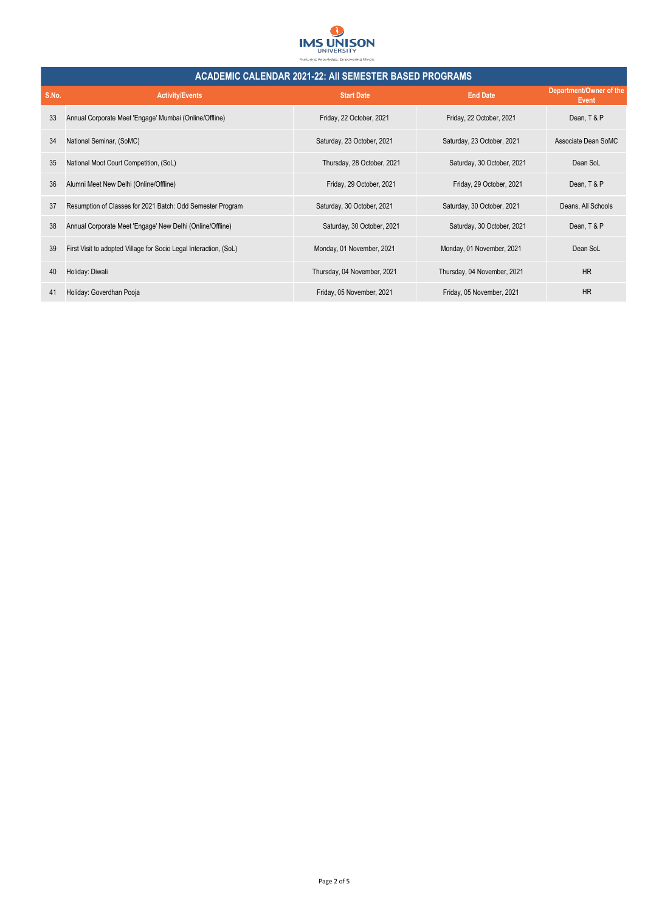# ACADEMIC CALENDAR 2021-22: All SEMESTER BASED PROGRAMS

| S.No. | Activity/Events | Start Date | End Date | Department/Owner of the Event |
|---|---|---|---|---|
| 33 | Annual Corporate Meet 'Engage' Mumbai (Online/Offline) | Friday, 22 October, 2021 | Friday, 22 October, 2021 | Dean, T & P |
| 34 | National Seminar, (SoMC) | Saturday, 23 October, 2021 | Saturday, 23 October, 2021 | Associate Dean SoMC |
| 35 | National Moot Court Competition, (SoL) | Thursday, 28 October, 2021 | Saturday, 30 October, 2021 | Dean SoL |
| 36 | Alumni Meet New Delhi (Online/Offline) | Friday, 29 October, 2021 | Friday, 29 October, 2021 | Dean, T & P |
| 37 | Resumption of Classes for 2021 Batch: Odd Semester Program | Saturday, 30 October, 2021 | Saturday, 30 October, 2021 | Deans, All Schools |
| 38 | Annual Corporate Meet 'Engage' New Delhi (Online/Offline) | Saturday, 30 October, 2021 | Saturday, 30 October, 2021 | Dean, T & P |
| 39 | First Visit to adopted Village for Socio Legal Interaction, (SoL) | Monday, 01 November, 2021 | Monday, 01 November, 2021 | Dean SoL |
| 40 | Holiday: Diwali | Thursday, 04 November, 2021 | Thursday, 04 November, 2021 | HR |
| 41 | Holiday: Goverdhan Pooja | Friday, 05 November, 2021 | Friday, 05 November, 2021 | HR |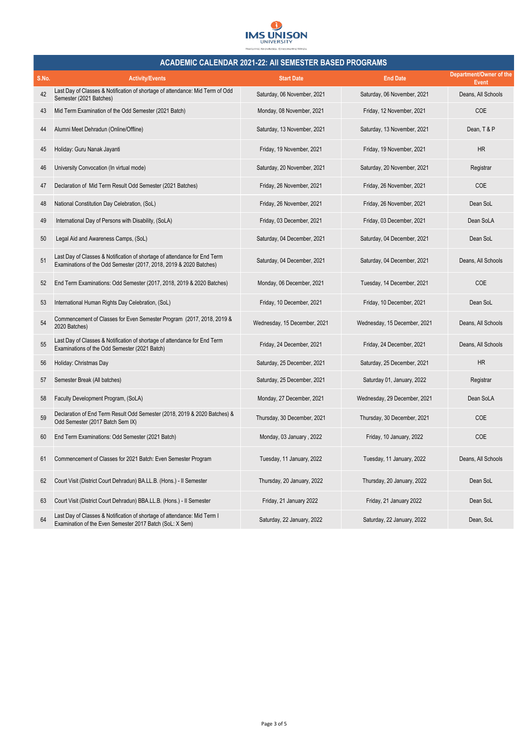IMS UNISON UNIVERSITY

Nurturing Knowledge, Empowering Minds

## ACADEMIC CALENDAR 2021-22: All SEMESTER BASED PROGRAMS

| S.No. | Activity/Events | Start Date | End Date | Department/Owner of the Event |
|---|---|---|---|---|
| 42 | Last Day of Classes & Notification of shortage of attendance: Mid Term of Odd Semester (2021 Batches) | Saturday, 06 November, 2021 | Saturday, 06 November, 2021 | Deans, All Schools |
| 43 | Mid Term Examination of the Odd Semester (2021 Batch) | Monday, 08 November, 2021 | Friday, 12 November, 2021 | COE |
| 44 | Alumni Meet Dehradun (Online/Offline) | Saturday, 13 November, 2021 | Saturday, 13 November, 2021 | Dean, T & P |
| 45 | Holiday: Guru Nanak Jayanti | Friday, 19 November, 2021 | Friday, 19 November, 2021 | HR |
| 46 | University Convocation (In virtual mode) | Saturday, 20 November, 2021 | Saturday, 20 November, 2021 | Registrar |
| 47 | Declaration of Mid Term Result Odd Semester (2021 Batches) | Friday, 26 November, 2021 | Friday, 26 November, 2021 | COE |
| 48 | National Constitution Day Celebration, (SoL) | Friday, 26 November, 2021 | Friday, 26 November, 2021 | Dean SoL |
| 49 | International Day of Persons with Disability, (SoLA) | Friday, 03 December, 2021 | Friday, 03 December, 2021 | Dean SoLA |
| 50 | Legal Aid and Awareness Camps, (SoL) | Saturday, 04 December, 2021 | Saturday, 04 December, 2021 | Dean SoL |
| 51 | Last Day of Classes & Notification of shortage of attendance for End Term Examinations of the Odd Semester (2017, 2018, 2019 & 2020 Batches) | Saturday, 04 December, 2021 | Saturday, 04 December, 2021 | Deans, All Schools |
| 52 | End Term Examinations: Odd Semester (2017, 2018, 2019 & 2020 Batches) | Monday, 06 December, 2021 | Tuesday, 14 December, 2021 | COE |
| 53 | International Human Rights Day Celebration, (SoL) | Friday, 10 December, 2021 | Friday, 10 December, 2021 | Dean SoL |
| 54 | Commencement of Classes for Even Semester Program (2017, 2018, 2019 & 2020 Batches) | Wednesday, 15 December, 2021 | Wednesday, 15 December, 2021 | Deans, All Schools |
| 55 | Last Day of Classes & Notification of shortage of attendance for End Term Examinations of the Odd Semester (2021 Batch) | Friday, 24 December, 2021 | Friday, 24 December, 2021 | Deans, All Schools |
| 56 | Holiday: Christmas Day | Saturday, 25 December, 2021 | Saturday, 25 December, 2021 | HR |
| 57 | Semester Break (All batches) | Saturday, 25 December, 2021 | Saturday 01, January, 2022 | Registrar |
| 58 | Faculty Development Program, (SoLA) | Monday, 27 December, 2021 | Wednesday, 29 December, 2021 | Dean SoLA |
| 59 | Declaration of End Term Result Odd Semester (2018, 2019 & 2020 Batches) & Odd Semester (2017 Batch Sem IX) | Thursday, 30 December, 2021 | Thursday, 30 December, 2021 | COE |
| 60 | End Term Examinations: Odd Semester (2021 Batch) | Monday, 03 January , 2022 | Friday, 10 January, 2022 | COE |
| 61 | Commencement of Classes for 2021 Batch: Even Semester Program | Tuesday, 11 January, 2022 | Tuesday, 11 January, 2022 | Deans, All Schools |
| 62 | Court Visit (District Court Dehradun) BA.LL.B. (Hons.) - II Semester | Thursday, 20 January, 2022 | Thursday, 20 January, 2022 | Dean SoL |
| 63 | Court Visit (District Court Dehradun) BBA.LL.B. (Hons.) - II Semester | Friday, 21 January 2022 | Friday, 21 January 2022 | Dean SoL |
| 64 | Last Day of Classes & Notification of shortage of attendance: Mid Term I Examination of the Even Semester 2017 Batch (SoL: X Sem) | Saturday, 22 January, 2022 | Saturday, 22 January, 2022 | Dean, SoL |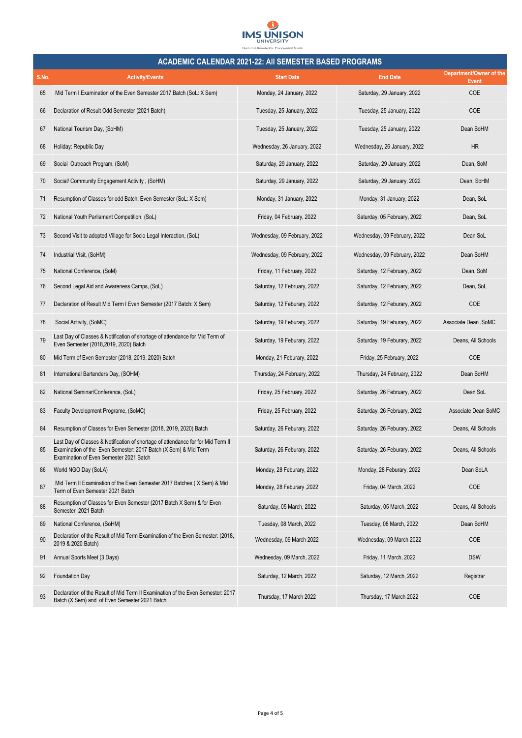IMS UNISON UNIVERSITY

Nurturing Knowledge, Empowering Minds

## ACADEMIC CALENDAR 2021-22: All SEMESTER BASED PROGRAMS

| S.No. | Activity/Events | Start Date | End Date | Department/Owner of the Event |
|---|---|---|---|---|
| 65 | Mid Term I Examination of the Even Semester 2017 Batch (SoL: X Sem) | Monday, 24 January, 2022 | Saturday, 29 January, 2022 | COE |
| 66 | Declaration of Result Odd Semester (2021 Batch) | Tuesday, 25 January, 2022 | Tuesday, 25 January, 2022 | COE |
| 67 | National Tourism Day, (SoHM) | Tuesday, 25 January, 2022 | Tuesday, 25 January, 2022 | Dean SoHM |
| 68 | Holiday: Republic Day | Wednesday, 26 January, 2022 | Wednesday, 26 January, 2022 | HR |
| 69 | Social Outreach Program, (SoM) | Saturday, 29 January, 2022 | Saturday, 29 January, 2022 | Dean, SoM |
| 70 | Social/ Community Engagement Activity , (SoHM) | Saturday, 29 January, 2022 | Saturday, 29 January, 2022 | Dean, SoHM |
| 71 | Resumption of Classes for odd Batch: Even Semester (SoL: X Sem) | Monday, 31 January, 2022 | Monday, 31 January, 2022 | Dean, SoL |
| 72 | National Youth Parliament Competition, (SoL) | Friday, 04 February, 2022 | Saturday, 05 February, 2022 | Dean, SoL |
| 73 | Second Visit to adopted Village for Socio Legal Interaction, (SoL) | Wednesday, 09 February, 2022 | Wednesday, 09 February, 2022 | Dean SoL |
| 74 | Industrial Visit, (SoHM) | Wednesday, 09 February, 2022 | Wednesday, 09 February, 2022 | Dean SoHM |
| 75 | National Conference, (SoM) | Friday, 11 February, 2022 | Saturday, 12 February, 2022 | Dean, SoM |
| 76 | Second Legal Aid and Awareness Camps, (SoL) | Saturday, 12 February, 2022 | Saturday, 12 February, 2022 | Dean, SoL |
| 77 | Declaration of Result Mid Term I Even Semester (2017 Batch: X Sem) | Saturday, 12 Feburary, 2022 | Saturday, 12 Feburary, 2022 | COE |
| 78 | Social Activity, (SoMC) | Saturday, 19 Feburary, 2022 | Saturday, 19 Feburary, 2022 | Associate Dean ,SoMC |
| 79 | Last Day of Classes & Notification of shortage of attendance for Mid Term of Even Semester (2018,2019, 2020) Batch | Saturday, 19 Feburary, 2022 | Saturday, 19 Feburary, 2022 | Deans, All Schools |
| 80 | Mid Term of Even Semester (2018, 2019, 2020) Batch | Monday, 21 Feburary, 2022 | Friday, 25 February, 2022 | COE |
| 81 | International Bartenders Day, (SOHM) | Thursday, 24 February, 2022 | Thursday, 24 February, 2022 | Dean SoHM |
| 82 | National Seminar/Conference, (SoL) | Friday, 25 February, 2022 | Saturday, 26 February, 2022 | Dean SoL |
| 83 | Faculty Development Programe, (SoMC) | Friday, 25 February, 2022 | Saturday, 26 February, 2022 | Associate Dean SoMC |
| 84 | Resumption of Classes for Even Semester (2018, 2019, 2020) Batch | Saturday, 26 Feburary, 2022 | Saturday, 26 Feburary, 2022 | Deans, All Schools |
| 85 | Last Day of Classes & Notification of shortage of attendance for for Mid Term II Examination of the Even Semester: 2017 Batch (X Sem) & Mid Term Examination of Even Semester 2021 Batch | Saturday, 26 Feburary, 2022 | Saturday, 26 Feburary, 2022 | Deans, All Schools |
| 86 | World NGO Day (SoLA) | Monday, 28 Feburary, 2022 | Monday, 28 Feburary, 2022 | Dean SoLA |
| 87 | Mid Term II Examination of the Even Semester 2017 Batches ( X Sem) & Mid Term of Even Semester 2021 Batch | Monday, 28 Feburary ,2022 | Friday, 04 March, 2022 | COE |
| 88 | Resumption of Classes for Even Semester (2017 Batch X Sem) & for Even Semester 2021 Batch | Saturday, 05 March, 2022 | Saturday, 05 March, 2022 | Deans, All Schools |
| 89 | National Conference, (SoHM) | Tuesday, 08 March, 2022 | Tuesday, 08 March, 2022 | Dean SoHM |
| 90 | Declaration of the Result of Mid Term Examination of the Even Semester: (2018, 2019 & 2020 Batch) | Wednesday, 09 March 2022 | Wednesday, 09 March 2022 | COE |
| 91 | Annual Sports Meet (3 Days) | Wednesday, 09 March, 2022 | Friday, 11 March, 2022 | DSW |
| 92 | Foundation Day | Saturday, 12 March, 2022 | Saturday, 12 March, 2022 | Registrar |
| 93 | Declaration of the Result of Mid Term II Examination of the Even Semester: 2017 Batch (X Sem) and of Even Semester 2021 Batch | Thursday, 17 March 2022 | Thursday, 17 March 2022 | COE |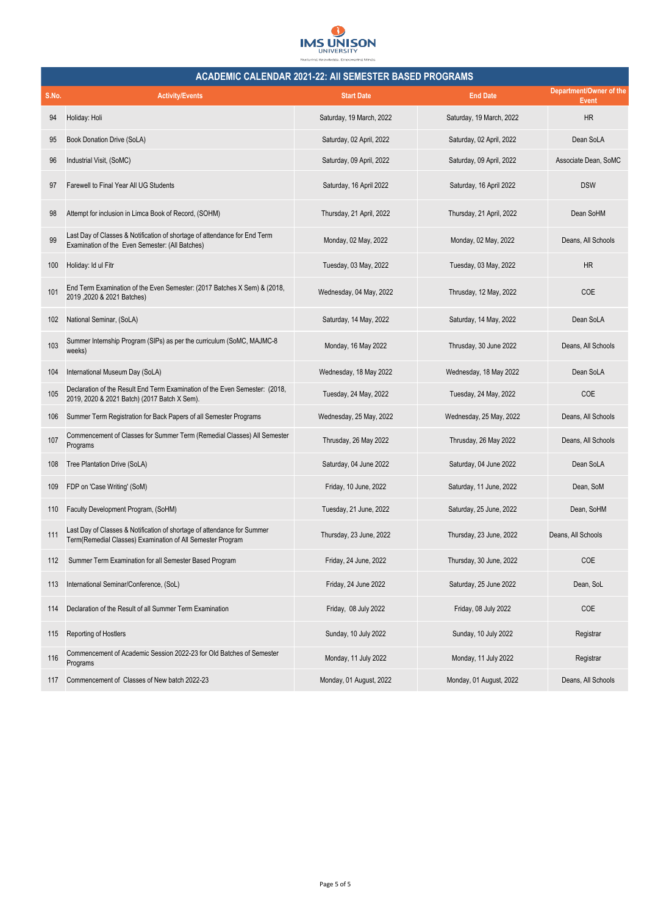IMS UNISON UNIVERSITY

Nurturing Knowledge, Empowering Minds

## ACADEMIC CALENDAR 2021-22: All SEMESTER BASED PROGRAMS

| S.No. | Activity/Events | Start Date | End Date | Department/Owner of the Event |
|---|---|---|---|---|
| 94 | Holiday: Holi | Saturday, 19 March, 2022 | Saturday, 19 March, 2022 | HR |
| 95 | Book Donation Drive (SoLA) | Saturday, 02 April, 2022 | Saturday, 02 April, 2022 | Dean SoLA |
| 96 | Industrial Visit, (SoMC) | Saturday, 09 April, 2022 | Saturday, 09 April, 2022 | Associate Dean, SoMC |
| 97 | Farewell to Final Year All UG Students | Saturday, 16 April 2022 | Saturday, 16 April 2022 | DSW |
| 98 | Attempt for inclusion in Limca Book of Record, (SOHM) | Thursday, 21 April, 2022 | Thursday, 21 April, 2022 | Dean SoHM |
| 99 | Last Day of Classes & Notification of shortage of attendance for End Term Examination of the Even Semester: (All Batches) | Monday, 02 May, 2022 | Monday, 02 May, 2022 | Deans, All Schools |
| 100 | Holiday: Id ul Fitr | Tuesday, 03 May, 2022 | Tuesday, 03 May, 2022 | HR |
| 101 | End Term Examination of the Even Semester: (2017 Batches X Sem) & (2018, 2019 ,2020 & 2021 Batches) | Wednesday, 04 May, 2022 | Thrusday, 12 May, 2022 | COE |
| 102 | National Seminar, (SoLA) | Saturday, 14 May, 2022 | Saturday, 14 May, 2022 | Dean SoLA |
| 103 | Summer Internship Program (SIPs) as per the curriculum (SoMC, MAJMC-8 weeks) | Monday, 16 May 2022 | Thrusday, 30 June 2022 | Deans, All Schools |
| 104 | International Museum Day (SoLA) | Wednesday, 18 May 2022 | Wednesday, 18 May 2022 | Dean SoLA |
| 105 | Declaration of the Result End Term Examination of the Even Semester: (2018, 2019, 2020 & 2021 Batch) (2017 Batch X Sem). | Tuesday, 24 May, 2022 | Tuesday, 24 May, 2022 | COE |
| 106 | Summer Term Registration for Back Papers of all Semester Programs | Wednesday, 25 May, 2022 | Wednesday, 25 May, 2022 | Deans, All Schools |
| 107 | Commencement of Classes for Summer Term (Remedial Classes) All Semester Programs | Thrusday, 26 May 2022 | Thrusday, 26 May 2022 | Deans, All Schools |
| 108 | Tree Plantation Drive (SoLA) | Saturday, 04 June 2022 | Saturday, 04 June 2022 | Dean SoLA |
| 109 | FDP on 'Case Writing' (SoM) | Friday, 10 June, 2022 | Saturday, 11 June, 2022 | Dean, SoM |
| 110 | Faculty Development Program, (SoHM) | Tuesday, 21 June, 2022 | Saturday, 25 June, 2022 | Dean, SoHM |
| 111 | Last Day of Classes & Notification of shortage of attendance for Summer Term(Remedial Classes) Examination of All Semester Program | Thursday, 23 June, 2022 | Thursday, 23 June, 2022 | Deans, All Schools |
| 112 | Summer Term Examination for all Semester Based Program | Friday, 24 June, 2022 | Thursday, 30 June, 2022 | COE |
| 113 | International Seminar/Conference, (SoL) | Friday, 24 June 2022 | Saturday, 25 June 2022 | Dean, SoL |
| 114 | Declaration of the Result of all Summer Term Examination | Friday, 08 July 2022 | Friday, 08 July 2022 | COE |
| 115 | Reporting of Hostlers | Sunday, 10 July 2022 | Sunday, 10 July 2022 | Registrar |
| 116 | Commencement of Academic Session 2022-23 for Old Batches of Semester Programs | Monday, 11 July 2022 | Monday, 11 July 2022 | Registrar |
| 117 | Commencement of Classes of New batch 2022-23 | Monday, 01 August, 2022 | Monday, 01 August, 2022 | Deans, All Schools |